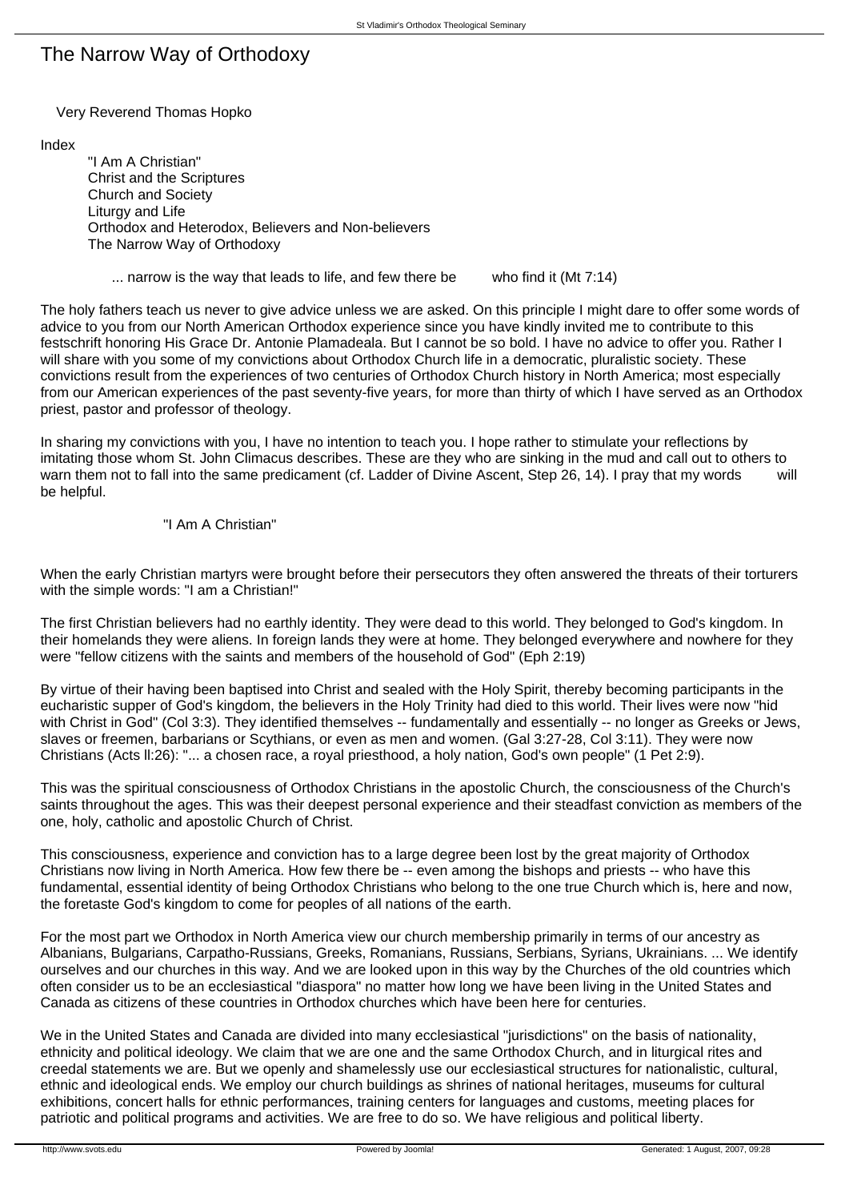# The Narrow Way of Orthodoxy

Very Reverend Thomas Hopko

Index

- "I Am A Christian"
- Christ and the Scriptures
- Church and Society
- Liturgy and Life
- Orthodox and Heterodox, Believers and Non-believers
- The Narrow Way of Orthodoxy

... narrow is the way that leads to life, and few there be who find it (Mt 7:14)

The holy fathers teach us never to give advice unless we are asked. On this principle I might dare to offer some words of advice to you from our North American Orthodox experience since you have kindly invited me to contribute to this festschrift honoring His Grace Dr. Antonie Plamadeala. But I cannot be so bold. I have no advice to offer you. Rather I will share with you some of my convictions about Orthodox Church life in a democratic, pluralistic society. These convictions result from the experiences of two centuries of Orthodox Church history in North America; most especially from our American experiences of the past seventy-five years, for more than thirty of which I have served as an Orthodox priest, pastor and professor of theology.

In sharing my convictions with you, I have no intention to teach you. I hope rather to stimulate your reflections by imitating those whom St. John Climacus describes. These are they who are sinking in the mud and call out to others to warn them not to fall into the same predicament (cf. Ladder of Divine Ascent, Step 26, 14). I pray that my words will be helpful.

## "I Am A Christian"

When the early Christian martyrs were brought before their persecutors they often answered the threats of their torturers with the simple words: "I am a Christian!"

The first Christian believers had no earthly identity. They were dead to this world. They belonged to God's kingdom. In their homelands they were aliens. In foreign lands they were at home. They belonged everywhere and nowhere for they were "fellow citizens with the saints and members of the household of God" (Eph 2:19)

By virtue of their having been baptised into Christ and sealed with the Holy Spirit, thereby becoming participants in the eucharistic supper of God's kingdom, the believers in the Holy Trinity had died to this world. Their lives were now "hid with Christ in God" (Col 3:3). They identified themselves -- fundamentally and essentially -- no longer as Greeks or Jews, slaves or freemen, barbarians or Scythians, or even as men and women. (Gal 3:27-28, Col 3:11). They were now Christians (Acts ll:26): "... a chosen race, a royal priesthood, a holy nation, God's own people" (1 Pet 2:9).

This was the spiritual consciousness of Orthodox Christians in the apostolic Church, the consciousness of the Church's saints throughout the ages. This was their deepest personal experience and their steadfast conviction as members of the one, holy, catholic and apostolic Church of Christ.

This consciousness, experience and conviction has to a large degree been lost by the great majority of Orthodox Christians now living in North America. How few there be -- even among the bishops and priests -- who have this fundamental, essential identity of being Orthodox Christians who belong to the one true Church which is, here and now, the foretaste God's kingdom to come for peoples of all nations of the earth.

For the most part we Orthodox in North America view our church membership primarily in terms of our ancestry as Albanians, Bulgarians, Carpatho-Russians, Greeks, Romanians, Russians, Serbians, Syrians, Ukrainians. ... We identify ourselves and our churches in this way. And we are looked upon in this way by the Churches of the old countries which often consider us to be an ecclesiastical "diaspora" no matter how long we have been living in the United States and Canada as citizens of these countries in Orthodox churches which have been here for centuries.

We in the United States and Canada are divided into many ecclesiastical "jurisdictions" on the basis of nationality, ethnicity and political ideology. We claim that we are one and the same Orthodox Church, and in liturgical rites and creedal statements we are. But we openly and shamelessly use our ecclesiastical structures for nationalistic, cultural, ethnic and ideological ends. We employ our church buildings as shrines of national heritages, museums for cultural exhibitions, concert halls for ethnic performances, training centers for languages and customs, meeting places for patriotic and political programs and activities. We are free to do so. We have religious and political liberty.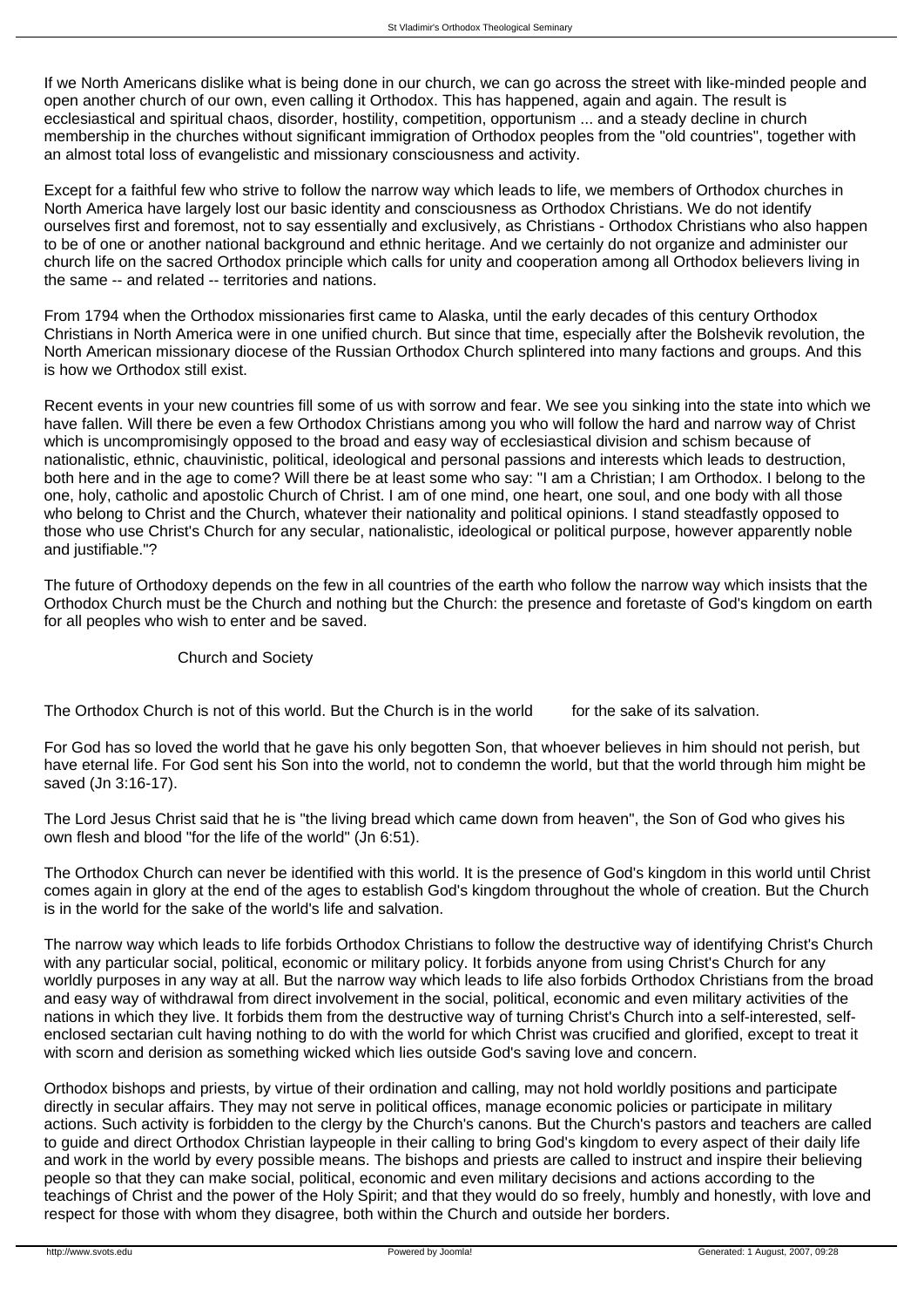If we North Americans dislike what is being done in our church, we can go across the street with like-minded people and open another church of our own, even calling it Orthodox. This has happened, again and again. The result is ecclesiastical and spiritual chaos, disorder, hostility, competition, opportunism ... and a steady decline in church membership in the churches without significant immigration of Orthodox peoples from the "old countries", together with an almost total loss of evangelistic and missionary consciousness and activity.

Except for a faithful few who strive to follow the narrow way which leads to life, we members of Orthodox churches in North America have largely lost our basic identity and consciousness as Orthodox Christians. We do not identify ourselves first and foremost, not to say essentially and exclusively, as Christians - Orthodox Christians who also happen to be of one or another national background and ethnic heritage. And we certainly do not organize and administer our church life on the sacred Orthodox principle which calls for unity and cooperation among all Orthodox believers living in the same -- and related -- territories and nations.

From 1794 when the Orthodox missionaries first came to Alaska, until the early decades of this century Orthodox Christians in North America were in one unified church. But since that time, especially after the Bolshevik revolution, the North American missionary diocese of the Russian Orthodox Church splintered into many factions and groups. And this is how we Orthodox still exist.

Recent events in your new countries fill some of us with sorrow and fear. We see you sinking into the state into which we have fallen. Will there be even a few Orthodox Christians among you who will follow the hard and narrow way of Christ which is uncompromisingly opposed to the broad and easy way of ecclesiastical division and schism because of nationalistic, ethnic, chauvinistic, political, ideological and personal passions and interests which leads to destruction, both here and in the age to come? Will there be at least some who say: "I am a Christian; I am Orthodox. I belong to the one, holy, catholic and apostolic Church of Christ. I am of one mind, one heart, one soul, and one body with all those who belong to Christ and the Church, whatever their nationality and political opinions. I stand steadfastly opposed to those who use Christ's Church for any secular, nationalistic, ideological or political purpose, however apparently noble and justifiable."?

The future of Orthodoxy depends on the few in all countries of the earth who follow the narrow way which insists that the Orthodox Church must be the Church and nothing but the Church: the presence and foretaste of God's kingdom on earth for all peoples who wish to enter and be saved.

## Church and Society

The Orthodox Church is not of this world. But the Church is in the world for the sake of its salvation.

For God has so loved the world that he gave his only begotten Son, that whoever believes in him should not perish, but have eternal life. For God sent his Son into the world, not to condemn the world, but that the world through him might be saved (Jn 3:16-17).

The Lord Jesus Christ said that he is "the living bread which came down from heaven", the Son of God who gives his own flesh and blood "for the life of the world" (Jn 6:51).

The Orthodox Church can never be identified with this world. It is the presence of God's kingdom in this world until Christ comes again in glory at the end of the ages to establish God's kingdom throughout the whole of creation. But the Church is in the world for the sake of the world's life and salvation.

The narrow way which leads to life forbids Orthodox Christians to follow the destructive way of identifying Christ's Church with any particular social, political, economic or military policy. It forbids anyone from using Christ's Church for any worldly purposes in any way at all. But the narrow way which leads to life also forbids Orthodox Christians from the broad and easy way of withdrawal from direct involvement in the social, political, economic and even military activities of the nations in which they live. It forbids them from the destructive way of turning Christ's Church into a self-interested, self-enclosed sectarian cult having nothing to do with the world for which Christ was crucified and glorified, except to treat it with scorn and derision as something wicked which lies outside God's saving love and concern.

Orthodox bishops and priests, by virtue of their ordination and calling, may not hold worldly positions and participate directly in secular affairs. They may not serve in political offices, manage economic policies or participate in military actions. Such activity is forbidden to the clergy by the Church's canons. But the Church's pastors and teachers are called to guide and direct Orthodox Christian laypeople in their calling to bring God's kingdom to every aspect of their daily life and work in the world by every possible means. The bishops and priests are called to instruct and inspire their believing people so that they can make social, political, economic and even military decisions and actions according to the teachings of Christ and the power of the Holy Spirit; and that they would do so freely, humbly and honestly, with love and respect for those with whom they disagree, both within the Church and outside her borders.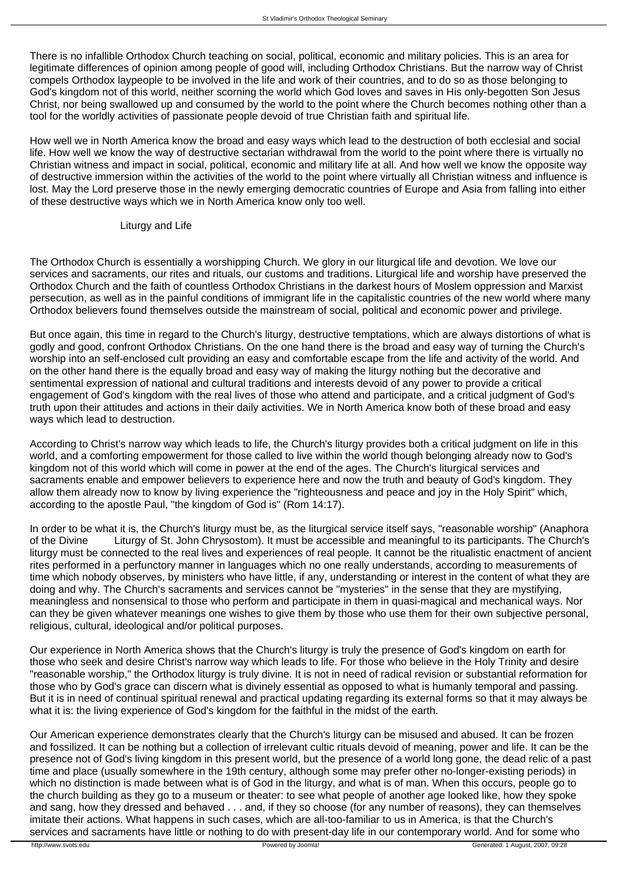There is no infallible Orthodox Church teaching on social, political, economic and military policies. This is an area for legitimate differences of opinion among people of good will, including Orthodox Christians. But the narrow way of Christ compels Orthodox laypeople to be involved in the life and work of their countries, and to do so as those belonging to God's kingdom not of this world, neither scorning the world which God loves and saves in His only-begotten Son Jesus Christ, nor being swallowed up and consumed by the world to the point where the Church becomes nothing other than a tool for the worldly activities of passionate people devoid of true Christian faith and spiritual life.

How well we in North America know the broad and easy ways which lead to the destruction of both ecclesial and social life. How well we know the way of destructive sectarian withdrawal from the world to the point where there is virtually no Christian witness and impact in social, political, economic and military life at all. And how well we know the opposite way of destructive immersion within the activities of the world to the point where virtually all Christian witness and influence is lost. May the Lord preserve those in the newly emerging democratic countries of Europe and Asia from falling into either of these destructive ways which we in North America know only too well.

## Liturgy and Life

The Orthodox Church is essentially a worshipping Church. We glory in our liturgical life and devotion. We love our services and sacraments, our rites and rituals, our customs and traditions. Liturgical life and worship have preserved the Orthodox Church and the faith of countless Orthodox Christians in the darkest hours of Moslem oppression and Marxist persecution, as well as in the painful conditions of immigrant life in the capitalistic countries of the new world where many Orthodox believers found themselves outside the mainstream of social, political and economic power and privilege.

But once again, this time in regard to the Church's liturgy, destructive temptations, which are always distortions of what is godly and good, confront Orthodox Christians. On the one hand there is the broad and easy way of turning the Church's worship into an self-enclosed cult providing an easy and comfortable escape from the life and activity of the world. And on the other hand there is the equally broad and easy way of making the liturgy nothing but the decorative and sentimental expression of national and cultural traditions and interests devoid of any power to provide a critical engagement of God's kingdom with the real lives of those who attend and participate, and a critical judgment of God's truth upon their attitudes and actions in their daily activities. We in North America know both of these broad and easy ways which lead to destruction.

According to Christ's narrow way which leads to life, the Church's liturgy provides both a critical judgment on life in this world, and a comforting empowerment for those called to live within the world though belonging already now to God's kingdom not of this world which will come in power at the end of the ages. The Church's liturgical services and sacraments enable and empower believers to experience here and now the truth and beauty of God's kingdom. They allow them already now to know by living experience the "righteousness and peace and joy in the Holy Spirit" which, according to the apostle Paul, "the kingdom of God is" (Rom 14:17).

In order to be what it is, the Church's liturgy must be, as the liturgical service itself says, "reasonable worship" (Anaphora of the Divine Liturgy of St. John Chrysostom). It must be accessible and meaningful to its participants. The Church's liturgy must be connected to the real lives and experiences of real people. It cannot be the ritualistic enactment of ancient rites performed in a perfunctory manner in languages which no one really understands, according to measurements of time which nobody observes, by ministers who have little, if any, understanding or interest in the content of what they are doing and why. The Church's sacraments and services cannot be "mysteries" in the sense that they are mystifying, meaningless and nonsensical to those who perform and participate in them in quasi-magical and mechanical ways. Nor can they be given whatever meanings one wishes to give them by those who use them for their own subjective personal, religious, cultural, ideological and/or political purposes.

Our experience in North America shows that the Church's liturgy is truly the presence of God's kingdom on earth for those who seek and desire Christ's narrow way which leads to life. For those who believe in the Holy Trinity and desire "reasonable worship," the Orthodox liturgy is truly divine. It is not in need of radical revision or substantial reformation for those who by God's grace can discern what is divinely essential as opposed to what is humanly temporal and passing. But it is in need of continual spiritual renewal and practical updating regarding its external forms so that it may always be what it is: the living experience of God's kingdom for the faithful in the midst of the earth.

Our American experience demonstrates clearly that the Church's liturgy can be misused and abused. It can be frozen and fossilized. It can be nothing but a collection of irrelevant cultic rituals devoid of meaning, power and life. It can be the presence not of God's living kingdom in this present world, but the presence of a world long gone, the dead relic of a past time and place (usually somewhere in the 19th century, although some may prefer other no-longer-existing periods) in which no distinction is made between what is of God in the liturgy, and what is of man. When this occurs, people go to the church building as they go to a museum or theater: to see what people of another age looked like, how they spoke and sang, how they dressed and behaved . . . and, if they so choose (for any number of reasons), they can themselves imitate their actions. What happens in such cases, which are all-too-familiar to us in America, is that the Church's services and sacraments have little or nothing to do with present-day life in our contemporary world. And for some who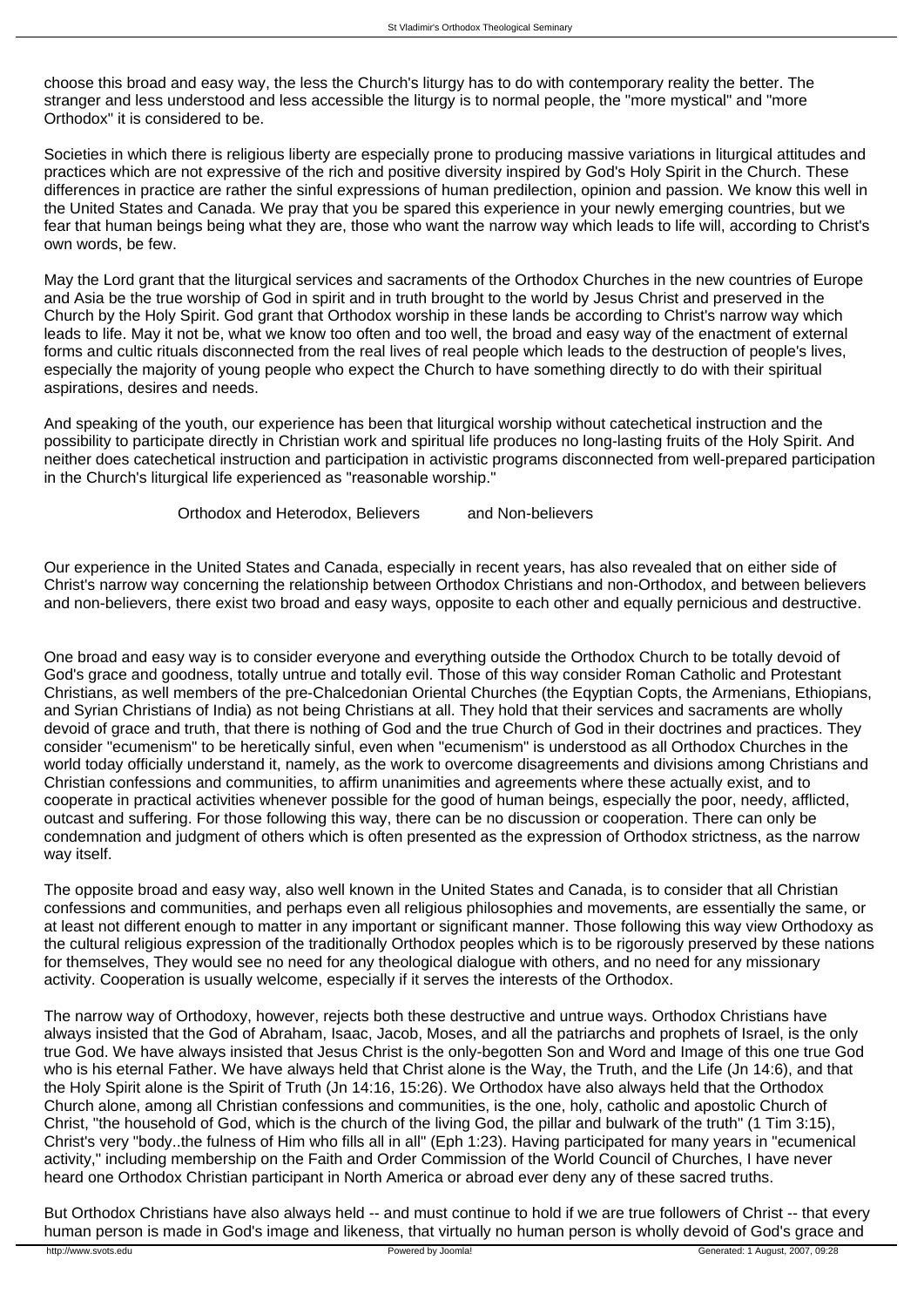choose this broad and easy way, the less the Church's liturgy has to do with contemporary reality the better. The stranger and less understood and less accessible the liturgy is to normal people, the "more mystical" and "more Orthodox" it is considered to be.

Societies in which there is religious liberty are especially prone to producing massive variations in liturgical attitudes and practices which are not expressive of the rich and positive diversity inspired by God's Holy Spirit in the Church. These differences in practice are rather the sinful expressions of human predilection, opinion and passion. We know this well in the United States and Canada. We pray that you be spared this experience in your newly emerging countries, but we fear that human beings being what they are, those who want the narrow way which leads to life will, according to Christ's own words, be few.

May the Lord grant that the liturgical services and sacraments of the Orthodox Churches in the new countries of Europe and Asia be the true worship of God in spirit and in truth brought to the world by Jesus Christ and preserved in the Church by the Holy Spirit. God grant that Orthodox worship in these lands be according to Christ's narrow way which leads to life. May it not be, what we know too often and too well, the broad and easy way of the enactment of external forms and cultic rituals disconnected from the real lives of real people which leads to the destruction of people's lives, especially the majority of young people who expect the Church to have something directly to do with their spiritual aspirations, desires and needs.

And speaking of the youth, our experience has been that liturgical worship without catechetical instruction and the possibility to participate directly in Christian work and spiritual life produces no long-lasting fruits of the Holy Spirit. And neither does catechetical instruction and participation in activistic programs disconnected from well-prepared participation in the Church's liturgical life experienced as "reasonable worship."

## Orthodox and Heterodox, Believers and Non-believers

Our experience in the United States and Canada, especially in recent years, has also revealed that on either side of Christ's narrow way concerning the relationship between Orthodox Christians and non-Orthodox, and between believers and non-believers, there exist two broad and easy ways, opposite to each other and equally pernicious and destructive.

One broad and easy way is to consider everyone and everything outside the Orthodox Church to be totally devoid of God's grace and goodness, totally untrue and totally evil. Those of this way consider Roman Catholic and Protestant Christians, as well members of the pre-Chalcedonian Oriental Churches (the Eqyptian Copts, the Armenians, Ethiopians, and Syrian Christians of India) as not being Christians at all. They hold that their services and sacraments are wholly devoid of grace and truth, that there is nothing of God and the true Church of God in their doctrines and practices. They consider "ecumenism" to be heretically sinful, even when "ecumenism" is understood as all Orthodox Churches in the world today officially understand it, namely, as the work to overcome disagreements and divisions among Christians and Christian confessions and communities, to affirm unanimities and agreements where these actually exist, and to cooperate in practical activities whenever possible for the good of human beings, especially the poor, needy, afflicted, outcast and suffering. For those following this way, there can be no discussion or cooperation. There can only be condemnation and judgment of others which is often presented as the expression of Orthodox strictness, as the narrow way itself.

The opposite broad and easy way, also well known in the United States and Canada, is to consider that all Christian confessions and communities, and perhaps even all religious philosophies and movements, are essentially the same, or at least not different enough to matter in any important or significant manner. Those following this way view Orthodoxy as the cultural religious expression of the traditionally Orthodox peoples which is to be rigorously preserved by these nations for themselves, They would see no need for any theological dialogue with others, and no need for any missionary activity. Cooperation is usually welcome, especially if it serves the interests of the Orthodox.

The narrow way of Orthodoxy, however, rejects both these destructive and untrue ways. Orthodox Christians have always insisted that the God of Abraham, Isaac, Jacob, Moses, and all the patriarchs and prophets of Israel, is the only true God. We have always insisted that Jesus Christ is the only-begotten Son and Word and Image of this one true God who is his eternal Father. We have always held that Christ alone is the Way, the Truth, and the Life (Jn 14:6), and that the Holy Spirit alone is the Spirit of Truth (Jn 14:16, 15:26). We Orthodox have also always held that the Orthodox Church alone, among all Christian confessions and communities, is the one, holy, catholic and apostolic Church of Christ, "the household of God, which is the church of the living God, the pillar and bulwark of the truth" (1 Tim 3:15), Christ's very "body..the fulness of Him who fills all in all" (Eph 1:23). Having participated for many years in "ecumenical activity," including membership on the Faith and Order Commission of the World Council of Churches, I have never heard one Orthodox Christian participant in North America or abroad ever deny any of these sacred truths.

But Orthodox Christians have also always held -- and must continue to hold if we are true followers of Christ -- that every human person is made in God's image and likeness, that virtually no human person is wholly devoid of God's grace and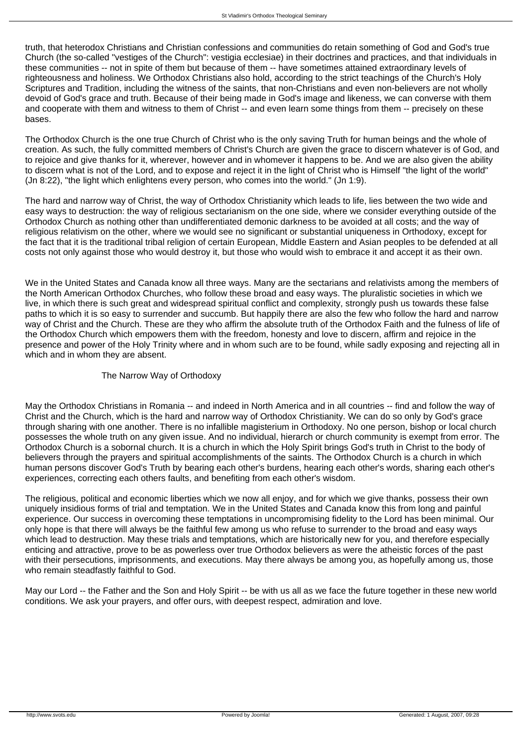truth, that heterodox Christians and Christian confessions and communities do retain something of God and God's true Church (the so-called "vestiges of the Church": vestigia ecclesiae) in their doctrines and practices, and that individuals in these communities -- not in spite of them but because of them -- have sometimes attained extraordinary levels of righteousness and holiness. We Orthodox Christians also hold, according to the strict teachings of the Church's Holy Scriptures and Tradition, including the witness of the saints, that non-Christians and even non-believers are not wholly devoid of God's grace and truth. Because of their being made in God's image and likeness, we can converse with them and cooperate with them and witness to them of Christ -- and even learn some things from them -- precisely on these bases.

The Orthodox Church is the one true Church of Christ who is the only saving Truth for human beings and the whole of creation. As such, the fully committed members of Christ's Church are given the grace to discern whatever is of God, and to rejoice and give thanks for it, wherever, however and in whomever it happens to be. And we are also given the ability to discern what is not of the Lord, and to expose and reject it in the light of Christ who is Himself "the light of the world" (Jn 8:22), "the light which enlightens every person, who comes into the world." (Jn 1:9).

The hard and narrow way of Christ, the way of Orthodox Christianity which leads to life, lies between the two wide and easy ways to destruction: the way of religious sectarianism on the one side, where we consider everything outside of the Orthodox Church as nothing other than undifferentiated demonic darkness to be avoided at all costs; and the way of religious relativism on the other, where we would see no significant or substantial uniqueness in Orthodoxy, except for the fact that it is the traditional tribal religion of certain European, Middle Eastern and Asian peoples to be defended at all costs not only against those who would destroy it, but those who would wish to embrace it and accept it as their own.

We in the United States and Canada know all three ways. Many are the sectarians and relativists among the members of the North American Orthodox Churches, who follow these broad and easy ways. The pluralistic societies in which we live, in which there is such great and widespread spiritual conflict and complexity, strongly push us towards these false paths to which it is so easy to surrender and succumb. But happily there are also the few who follow the hard and narrow way of Christ and the Church. These are they who affirm the absolute truth of the Orthodox Faith and the fulness of life of the Orthodox Church which empowers them with the freedom, honesty and love to discern, affirm and rejoice in the presence and power of the Holy Trinity where and in whom such are to be found, while sadly exposing and rejecting all in which and in whom they are absent.

## The Narrow Way of Orthodoxy

May the Orthodox Christians in Romania -- and indeed in North America and in all countries -- find and follow the way of Christ and the Church, which is the hard and narrow way of Orthodox Christianity. We can do so only by God's grace through sharing with one another. There is no infallible magisterium in Orthodoxy. No one person, bishop or local church possesses the whole truth on any given issue. And no individual, hierarch or church community is exempt from error. The Orthodox Church is a sobornal church. It is a church in which the Holy Spirit brings God's truth in Christ to the body of believers through the prayers and spiritual accomplishments of the saints. The Orthodox Church is a church in which human persons discover God's Truth by bearing each other's burdens, hearing each other's words, sharing each other's experiences, correcting each others faults, and benefiting from each other's wisdom.

The religious, political and economic liberties which we now all enjoy, and for which we give thanks, possess their own uniquely insidious forms of trial and temptation. We in the United States and Canada know this from long and painful experience. Our success in overcoming these temptations in uncompromising fidelity to the Lord has been minimal. Our only hope is that there will always be the faithful few among us who refuse to surrender to the broad and easy ways which lead to destruction. May these trials and temptations, which are historically new for you, and therefore especially enticing and attractive, prove to be as powerless over true Orthodox believers as were the atheistic forces of the past with their persecutions, imprisonments, and executions. May there always be among you, as hopefully among us, those who remain steadfastly faithful to God.

May our Lord -- the Father and the Son and Holy Spirit -- be with us all as we face the future together in these new world conditions. We ask your prayers, and offer ours, with deepest respect, admiration and love.